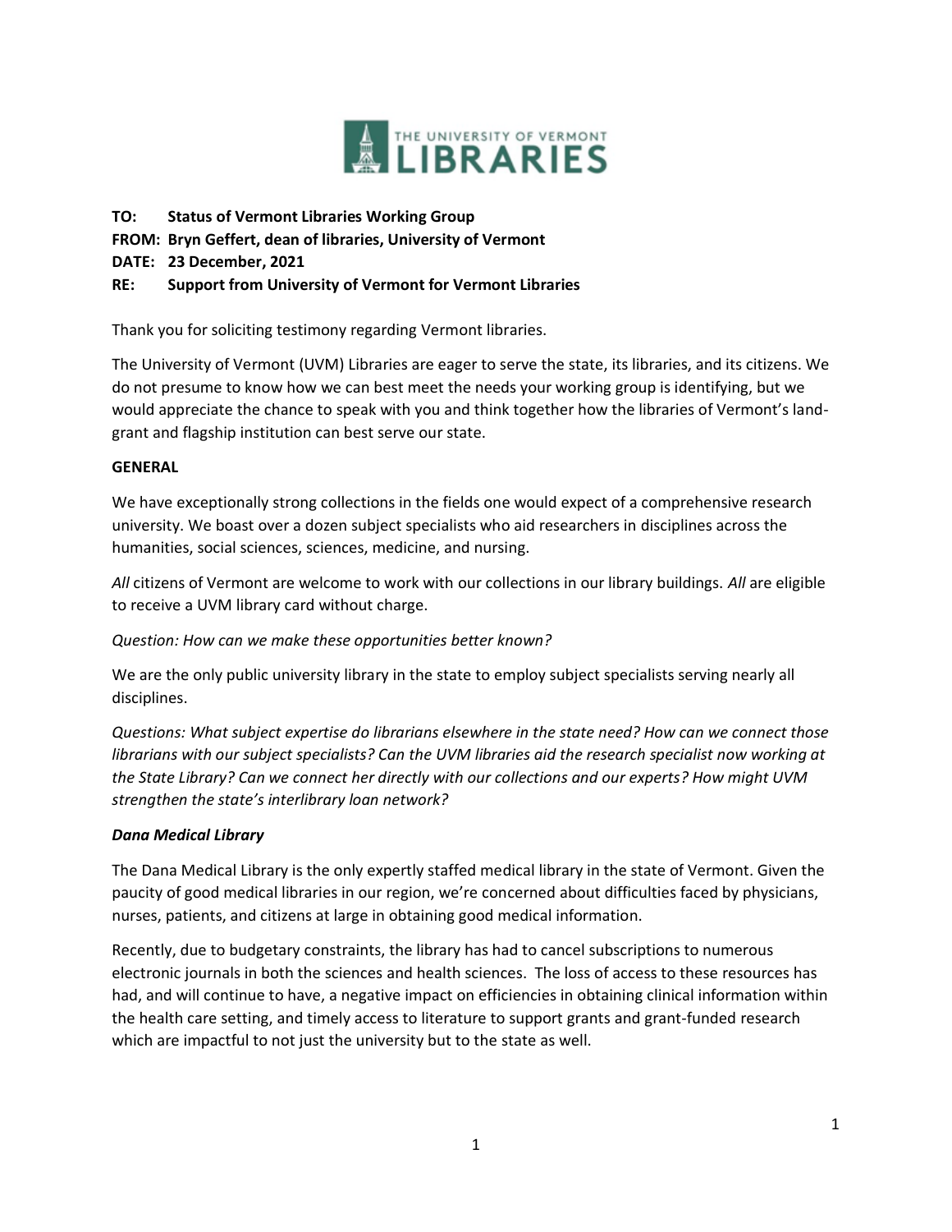THE UNIVERSITY OF VERMONT LIBRARIES

**TO: Status of Vermont Libraries Working Group**
**FROM: Bryn Geffert, dean of libraries, University of Vermont**
**DATE: 23 December, 2021**
**RE: Support from University of Vermont for Vermont Libraries**

Thank you for soliciting testimony regarding Vermont libraries.

The University of Vermont (UVM) Libraries are eager to serve the state, its libraries, and its citizens. We do not presume to know how we can best meet the needs your working group is identifying, but we would appreciate the chance to speak with you and think together how the libraries of Vermont's land-grant and flagship institution can best serve our state.

**GENERAL**

We have exceptionally strong collections in the fields one would expect of a comprehensive research university. We boast over a dozen subject specialists who aid researchers in disciplines across the humanities, social sciences, sciences, medicine, and nursing.

*All* citizens of Vermont are welcome to work with our collections in our library buildings. *All* are eligible to receive a UVM library card without charge.

*Question: How can we make these opportunities better known?*

We are the only public university library in the state to employ subject specialists serving nearly all disciplines.

*Questions: What subject expertise do librarians elsewhere in the state need? How can we connect those librarians with our subject specialists? Can the UVM libraries aid the research specialist now working at the State Library? Can we connect her directly with our collections and our experts? How might UVM strengthen the state's interlibrary loan network?*

***Dana Medical Library***

The Dana Medical Library is the only expertly staffed medical library in the state of Vermont. Given the paucity of good medical libraries in our region, we're concerned about difficulties faced by physicians, nurses, patients, and citizens at large in obtaining good medical information.

Recently, due to budgetary constraints, the library has had to cancel subscriptions to numerous electronic journals in both the sciences and health sciences. The loss of access to these resources has had, and will continue to have, a negative impact on efficiencies in obtaining clinical information within the health care setting, and timely access to literature to support grants and grant-funded research which are impactful to not just the university but to the state as well.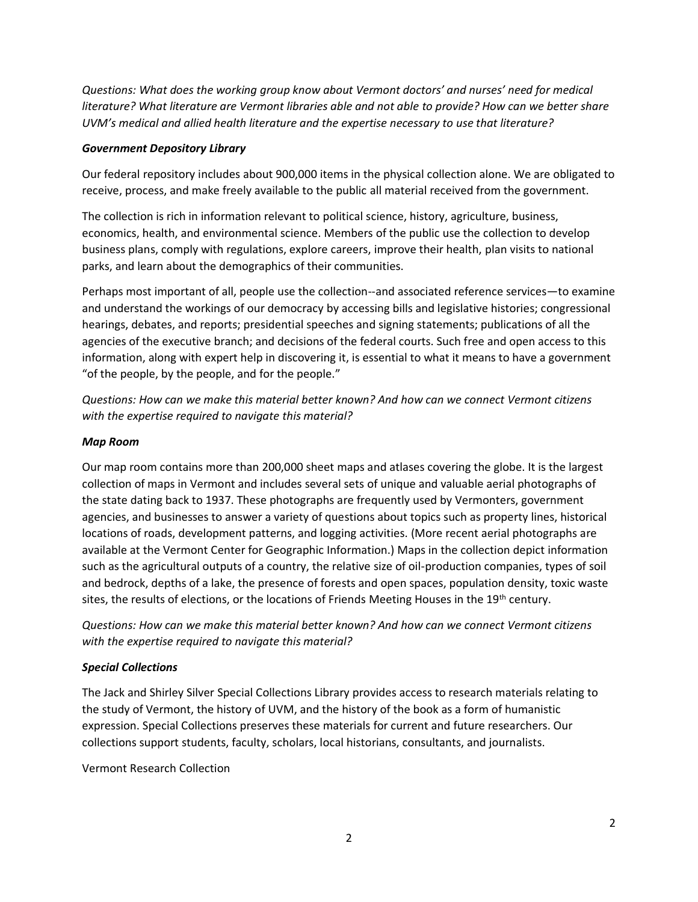*Questions: What does the working group know about Vermont doctors' and nurses' need for medical literature? What literature are Vermont libraries able and not able to provide? How can we better share UVM's medical and allied health literature and the expertise necessary to use that literature?*

### *Government Depository Library*

Our federal repository includes about 900,000 items in the physical collection alone. We are obligated to receive, process, and make freely available to the public all material received from the government.

The collection is rich in information relevant to political science, history, agriculture, business, economics, health, and environmental science. Members of the public use the collection to develop business plans, comply with regulations, explore careers, improve their health, plan visits to national parks, and learn about the demographics of their communities.

Perhaps most important of all, people use the collection--and associated reference services—to examine and understand the workings of our democracy by accessing bills and legislative histories; congressional hearings, debates, and reports; presidential speeches and signing statements; publications of all the agencies of the executive branch; and decisions of the federal courts. Such free and open access to this information, along with expert help in discovering it, is essential to what it means to have a government "of the people, by the people, and for the people."

*Questions: How can we make this material better known? And how can we connect Vermont citizens with the expertise required to navigate this material?*

### *Map Room*

Our map room contains more than 200,000 sheet maps and atlases covering the globe. It is the largest collection of maps in Vermont and includes several sets of unique and valuable aerial photographs of the state dating back to 1937. These photographs are frequently used by Vermonters, government agencies, and businesses to answer a variety of questions about topics such as property lines, historical locations of roads, development patterns, and logging activities. (More recent aerial photographs are available at the Vermont Center for Geographic Information.) Maps in the collection depict information such as the agricultural outputs of a country, the relative size of oil-production companies, types of soil and bedrock, depths of a lake, the presence of forests and open spaces, population density, toxic waste sites, the results of elections, or the locations of Friends Meeting Houses in the 19th century.

*Questions: How can we make this material better known? And how can we connect Vermont citizens with the expertise required to navigate this material?*

### *Special Collections*

The Jack and Shirley Silver Special Collections Library provides access to research materials relating to the study of Vermont, the history of UVM, and the history of the book as a form of humanistic expression. Special Collections preserves these materials for current and future researchers. Our collections support students, faculty, scholars, local historians, consultants, and journalists.

Vermont Research Collection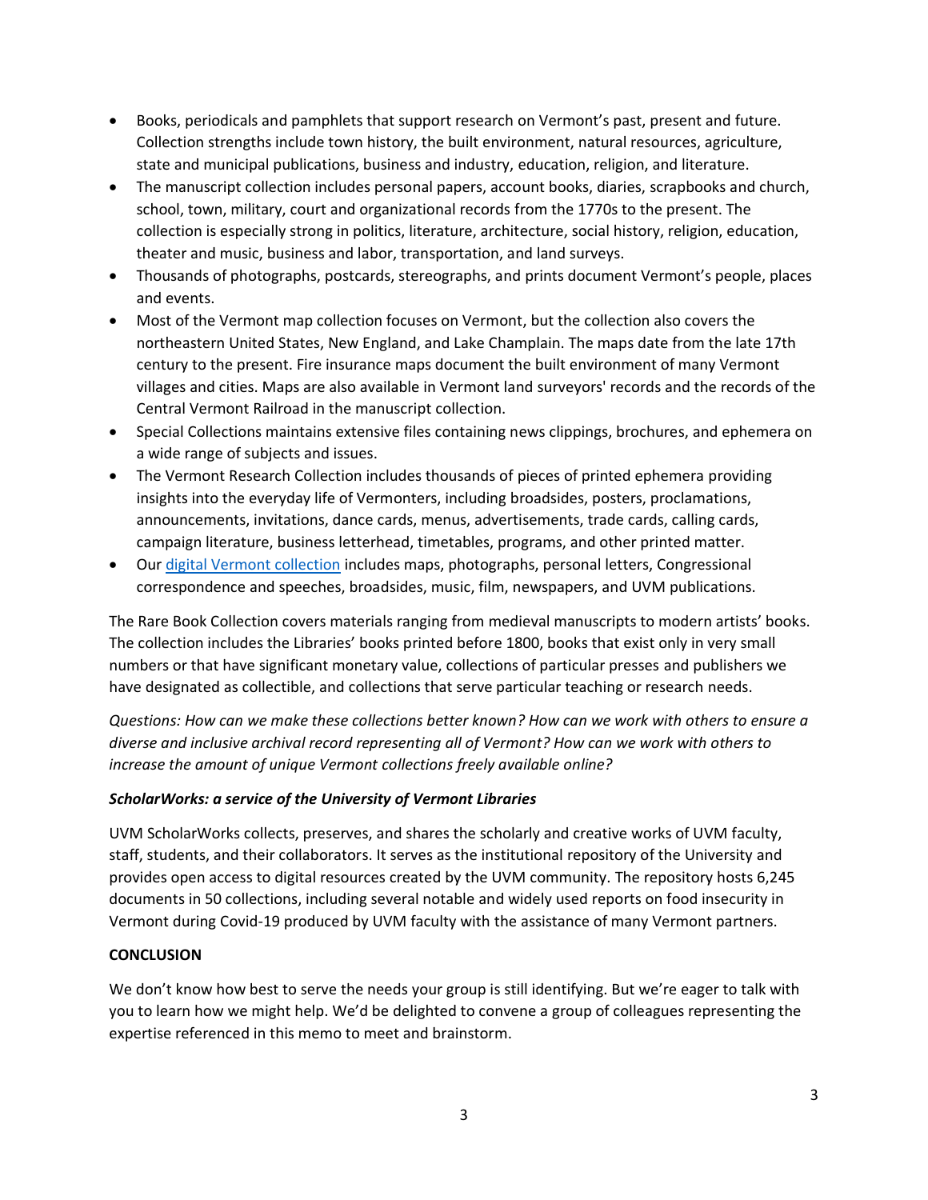- Books, periodicals and pamphlets that support research on Vermont's past, present and future. Collection strengths include town history, the built environment, natural resources, agriculture, state and municipal publications, business and industry, education, religion, and literature.
- The manuscript collection includes personal papers, account books, diaries, scrapbooks and church, school, town, military, court and organizational records from the 1770s to the present. The collection is especially strong in politics, literature, architecture, social history, religion, education, theater and music, business and labor, transportation, and land surveys.
- Thousands of photographs, postcards, stereographs, and prints document Vermont's people, places and events.
- Most of the Vermont map collection focuses on Vermont, but the collection also covers the northeastern United States, New England, and Lake Champlain. The maps date from the late 17th century to the present. Fire insurance maps document the built environment of many Vermont villages and cities. Maps are also available in Vermont land surveyors' records and the records of the Central Vermont Railroad in the manuscript collection.
- Special Collections maintains extensive files containing news clippings, brochures, and ephemera on a wide range of subjects and issues.
- The Vermont Research Collection includes thousands of pieces of printed ephemera providing insights into the everyday life of Vermonters, including broadsides, posters, proclamations, announcements, invitations, dance cards, menus, advertisements, trade cards, calling cards, campaign literature, business letterhead, timetables, programs, and other printed matter.
- Our digital Vermont collection includes maps, photographs, personal letters, Congressional correspondence and speeches, broadsides, music, film, newspapers, and UVM publications.

The Rare Book Collection covers materials ranging from medieval manuscripts to modern artists' books. The collection includes the Libraries' books printed before 1800, books that exist only in very small numbers or that have significant monetary value, collections of particular presses and publishers we have designated as collectible, and collections that serve particular teaching or research needs.

*Questions: How can we make these collections better known? How can we work with others to ensure a diverse and inclusive archival record representing all of Vermont? How can we work with others to increase the amount of unique Vermont collections freely available online?*

***ScholarWorks: a service of the University of Vermont Libraries***

UVM ScholarWorks collects, preserves, and shares the scholarly and creative works of UVM faculty, staff, students, and their collaborators. It serves as the institutional repository of the University and provides open access to digital resources created by the UVM community. The repository hosts 6,245 documents in 50 collections, including several notable and widely used reports on food insecurity in Vermont during Covid-19 produced by UVM faculty with the assistance of many Vermont partners.

**CONCLUSION**

We don't know how best to serve the needs your group is still identifying. But we're eager to talk with you to learn how we might help. We'd be delighted to convene a group of colleagues representing the expertise referenced in this memo to meet and brainstorm.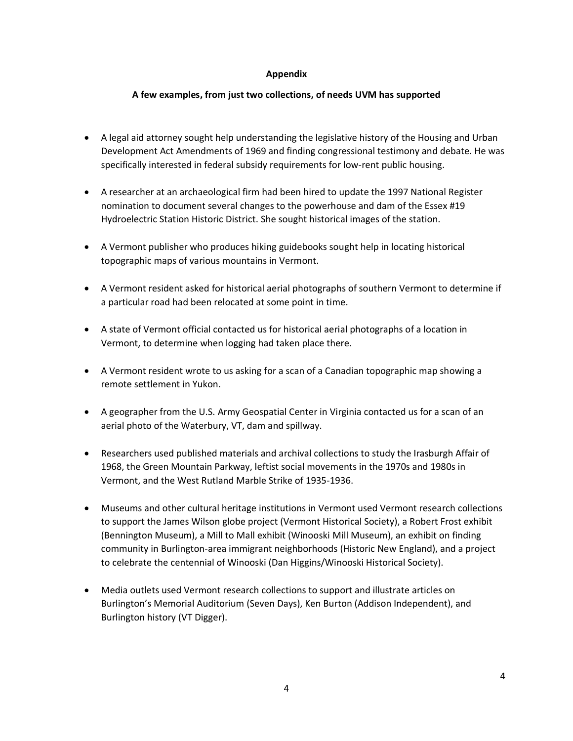**Appendix**

**A few examples, from just two collections, of needs UVM has supported**

- A legal aid attorney sought help understanding the legislative history of the Housing and Urban Development Act Amendments of 1969 and finding congressional testimony and debate. He was specifically interested in federal subsidy requirements for low-rent public housing.

- A researcher at an archaeological firm had been hired to update the 1997 National Register nomination to document several changes to the powerhouse and dam of the Essex #19 Hydroelectric Station Historic District. She sought historical images of the station.

- A Vermont publisher who produces hiking guidebooks sought help in locating historical topographic maps of various mountains in Vermont.

- A Vermont resident asked for historical aerial photographs of southern Vermont to determine if a particular road had been relocated at some point in time.

- A state of Vermont official contacted us for historical aerial photographs of a location in Vermont, to determine when logging had taken place there.

- A Vermont resident wrote to us asking for a scan of a Canadian topographic map showing a remote settlement in Yukon.

- A geographer from the U.S. Army Geospatial Center in Virginia contacted us for a scan of an aerial photo of the Waterbury, VT, dam and spillway.

- Researchers used published materials and archival collections to study the Irasburgh Affair of 1968, the Green Mountain Parkway, leftist social movements in the 1970s and 1980s in Vermont, and the West Rutland Marble Strike of 1935-1936.

- Museums and other cultural heritage institutions in Vermont used Vermont research collections to support the James Wilson globe project (Vermont Historical Society), a Robert Frost exhibit (Bennington Museum), a Mill to Mall exhibit (Winooski Mill Museum), an exhibit on finding community in Burlington-area immigrant neighborhoods (Historic New England), and a project to celebrate the centennial of Winooski (Dan Higgins/Winooski Historical Society).

- Media outlets used Vermont research collections to support and illustrate articles on Burlington's Memorial Auditorium (Seven Days), Ken Burton (Addison Independent), and Burlington history (VT Digger).